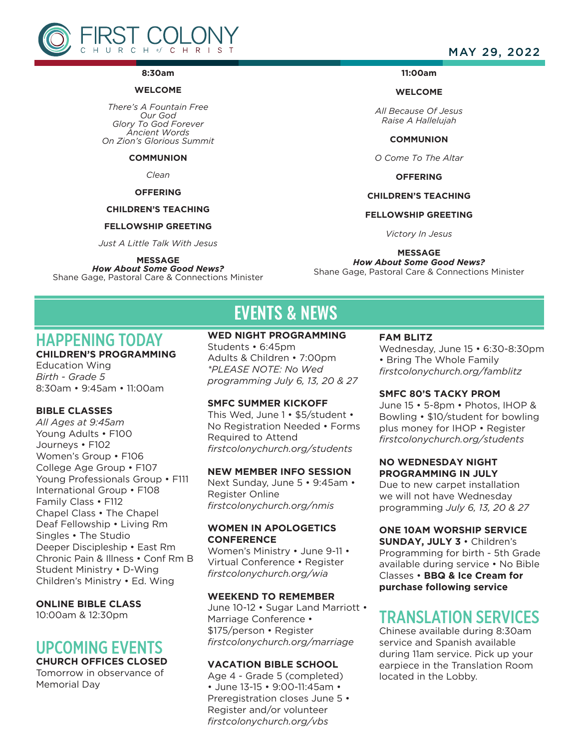# FIRST COLONY CHURCH of CHRIST

MAY 29, 2022

## 8:30am

**WELCOME**

*There's A Fountain Free*
*Our God*
*Glory To God Forever*
*Ancient Words*
*On Zion's Glorious Summit*

**COMMUNION**

*Clean*

**OFFERING**

**CHILDREN'S TEACHING**

**FELLOWSHIP GREETING**

*Just A Little Talk With Jesus*

**MESSAGE**
***How About Some Good News?***
Shane Gage, Pastoral Care & Connections Minister

## 11:00am

**WELCOME**

*All Because Of Jesus*
*Raise A Hallelujah*

**COMMUNION**

*O Come To The Altar*

**OFFERING**

**CHILDREN'S TEACHING**

**FELLOWSHIP GREETING**

*Victory In Jesus*

**MESSAGE**
***How About Some Good News?***
Shane Gage, Pastoral Care & Connections Minister

# EVENTS & NEWS

## HAPPENING TODAY

**CHILDREN'S PROGRAMMING**
Education Wing
*Birth - Grade 5*
8:30am • 9:45am • 11:00am

**BIBLE CLASSES**
*All Ages at 9:45am*
Young Adults • F100
Journeys • F102
Women's Group • F106
College Age Group • F107
Young Professionals Group • F111
International Group • F108
Family Class • F112
Chapel Class • The Chapel
Deaf Fellowship • Living Rm
Singles • The Studio
Deeper Discipleship • East Rm
Chronic Pain & Illness • Conf Rm B
Student Ministry • D-Wing
Children's Ministry • Ed. Wing

**ONLINE BIBLE CLASS**
10:00am & 12:30pm

## UPCOMING EVENTS

**CHURCH OFFICES CLOSED**
Tomorrow in observance of Memorial Day

**WED NIGHT PROGRAMMING**
Students • 6:45pm
Adults & Children • 7:00pm
*\*PLEASE NOTE: No Wed programming July 6, 13, 20 & 27*

**SMFC SUMMER KICKOFF**
This Wed, June 1 • $5/student • No Registration Needed • Forms Required to Attend
*firstcolonychurch.org/students*

**NEW MEMBER INFO SESSION**
Next Sunday, June 5 • 9:45am • Register Online
*firstcolonychurch.org/nmis*

**WOMEN IN APOLOGETICS CONFERENCE**
Women's Ministry • June 9-11 • Virtual Conference • Register
*firstcolonychurch.org/wia*

**WEEKEND TO REMEMBER**
June 10-12 • Sugar Land Marriott • Marriage Conference • $175/person • Register
*firstcolonychurch.org/marriage*

**VACATION BIBLE SCHOOL**
Age 4 - Grade 5 (completed) • June 13-15 • 9:00-11:45am • Preregistration closes June 5 • Register and/or volunteer
*firstcolonychurch.org/vbs*

**FAM BLITZ**
Wednesday, June 15 • 6:30-8:30pm • Bring The Whole Family
*firstcolonychurch.org/famblitz*

**SMFC 80'S TACKY PROM**
June 15 • 5-8pm • Photos, IHOP & Bowling • $10/student for bowling plus money for IHOP • Register
*firstcolonychurch.org/students*

**NO WEDNESDAY NIGHT PROGRAMMING IN JULY**
Due to new carpet installation we will not have Wednesday programming *July 6, 13, 20 & 27*

**ONE 10AM WORSHIP SERVICE**
**SUNDAY, JULY 3** • Children's Programming for birth - 5th Grade available during service • No Bible Classes • **BBQ & Ice Cream for purchase following service**

## TRANSLATION SERVICES

Chinese available during 8:30am service and Spanish available during 11am service. Pick up your earpiece in the Translation Room located in the Lobby.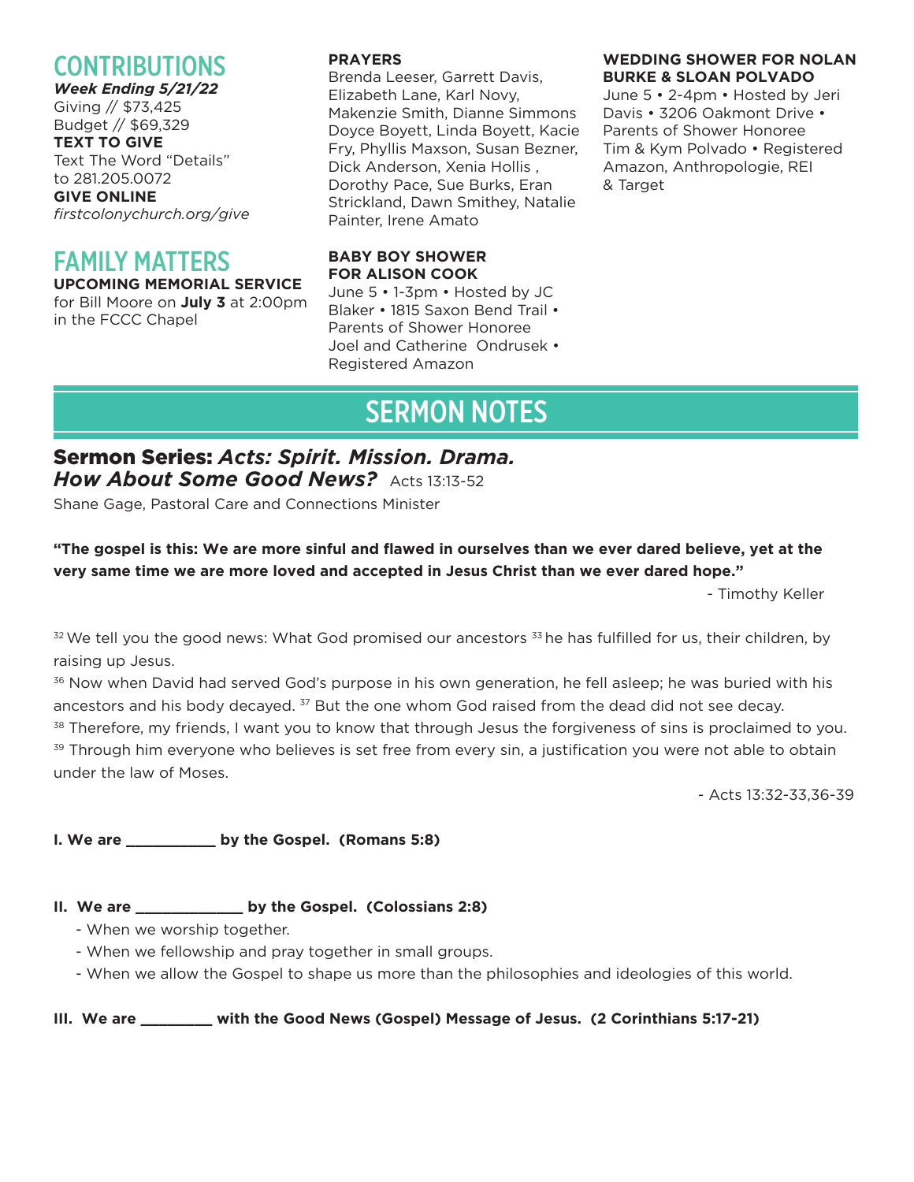## CONTRIBUTIONS

***Week Ending 5/21/22***
Giving // $73,425
Budget // $69,329

**TEXT TO GIVE**
Text The Word "Details" to 281.205.0072

**GIVE ONLINE**
*firstcolonychurch.org/give*

## FAMILY MATTERS

**UPCOMING MEMORIAL SERVICE**
for Bill Moore on **July 3** at 2:00pm in the FCCC Chapel

**PRAYERS**
Brenda Leeser, Garrett Davis, Elizabeth Lane, Karl Novy, Makenzie Smith, Dianne Simmons Doyce Boyett, Linda Boyett, Kacie Fry, Phyllis Maxson, Susan Bezner, Dick Anderson, Xenia Hollis , Dorothy Pace, Sue Burks, Eran Strickland, Dawn Smithey, Natalie Painter, Irene Amato

**BABY BOY SHOWER FOR ALISON COOK**
June 5 • 1-3pm • Hosted by JC Blaker • 1815 Saxon Bend Trail • Parents of Shower Honoree Joel and Catherine Ondrusek • Registered Amazon

**WEDDING SHOWER FOR NOLAN BURKE & SLOAN POLVADO**
June 5 • 2-4pm • Hosted by Jeri Davis • 3206 Oakmont Drive • Parents of Shower Honoree Tim & Kym Polvado • Registered Amazon, Anthropologie, REI & Target

# SERMON NOTES

### Sermon Series: *Acts: Spirit. Mission. Drama.*
### *How About Some Good News?* Acts 13:13-52

Shane Gage, Pastoral Care and Connections Minister

**"The gospel is this: We are more sinful and flawed in ourselves than we ever dared believe, yet at the very same time we are more loved and accepted in Jesus Christ than we ever dared hope."**

- Timothy Keller

[32] We tell you the good news: What God promised our ancestors [33] he has fulfilled for us, their children, by raising up Jesus.
[36] Now when David had served God's purpose in his own generation, he fell asleep; he was buried with his ancestors and his body decayed. [37] But the one whom God raised from the dead did not see decay.
[38] Therefore, my friends, I want you to know that through Jesus the forgiveness of sins is proclaimed to you.
[39] Through him everyone who believes is set free from every sin, a justification you were not able to obtain under the law of Moses.

- Acts 13:32-33,36-39

**I. We are __________ by the Gospel. (Romans 5:8)**

**II. We are ____________ by the Gospel. (Colossians 2:8)**

- When we worship together.
- When we fellowship and pray together in small groups.
- When we allow the Gospel to shape us more than the philosophies and ideologies of this world.

**III. We are ________ with the Good News (Gospel) Message of Jesus. (2 Corinthians 5:17-21)**